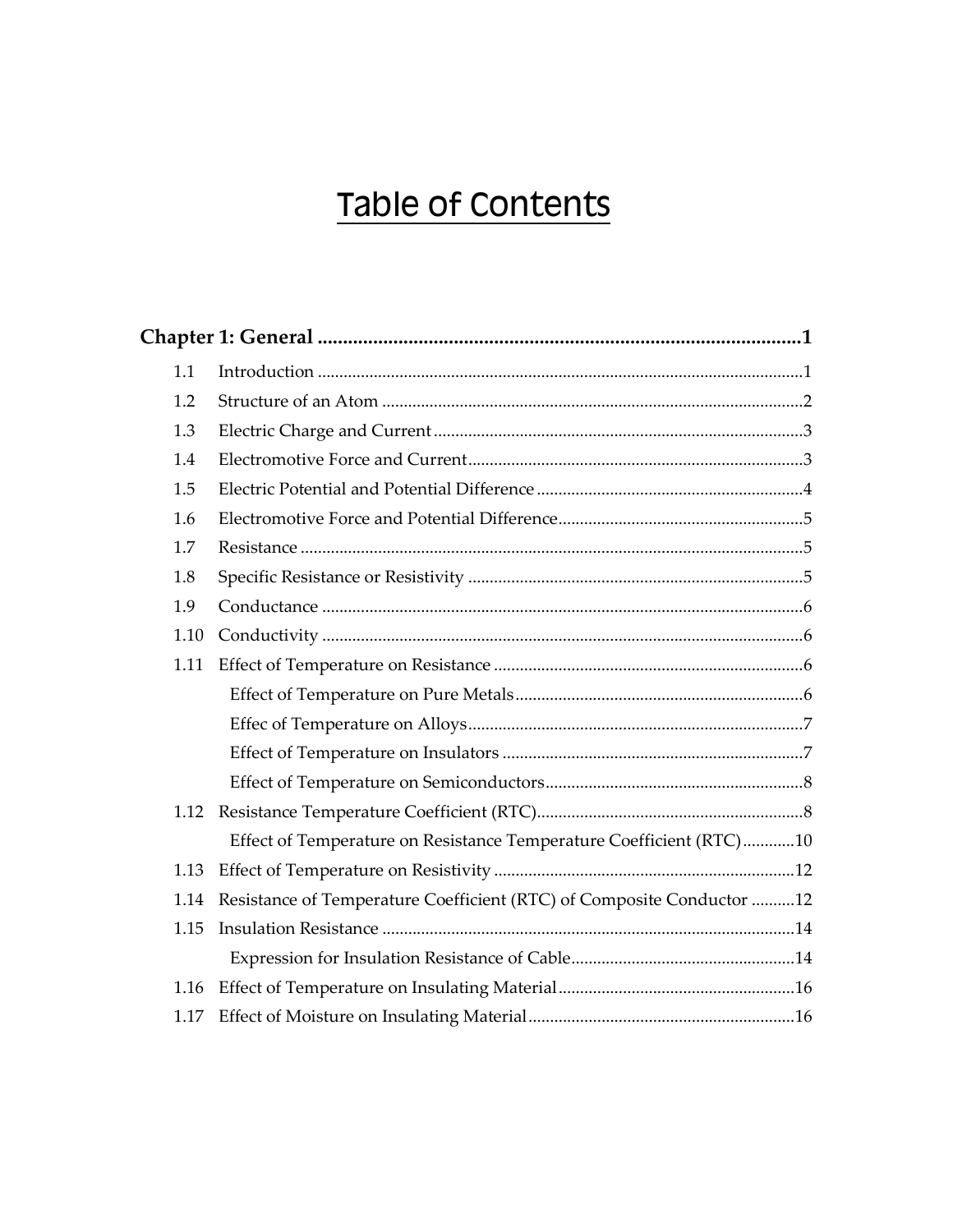# Table of Contents

**Chapter 1: General ................................................................................................1**

- 1.1 Introduction ................................................................................................1
- 1.2 Structure of an Atom ................................................................................2
- 1.3 Electric Charge and Current ....................................................................3
- 1.4 Electromotive Force and Current ............................................................3
- 1.5 Electric Potential and Potential Difference ............................................4
- 1.6 Electromotive Force and Potential Difference .......................................5
- 1.7 Resistance ....................................................................................................5
- 1.8 Specific Resistance or Resistivity ............................................................5
- 1.9 Conductance ...............................................................................................6
- 1.10 Conductivity ...............................................................................................6
- 1.11 Effect of Temperature on Resistance .......................................................6
  - Effect of Temperature on Pure Metals ...................................................6
  - Effec of Temperature on Alloys ..............................................................7
  - Effect of Temperature on Insulators ......................................................7
  - Effect of Temperature on Semiconductors ............................................8
- 1.12 Resistance Temperature Coefficient (RTC) ............................................8
  - Effect of Temperature on Resistance Temperature Coefficient (RTC) ............10
- 1.13 Effect of Temperature on Resistivity .....................................................12
- 1.14 Resistance of Temperature Coefficient (RTC) of Composite Conductor ..........12
- 1.15 Insulation Resistance ...............................................................................14
  - Expression for Insulation Resistance of Cable ....................................14
- 1.16 Effect of Temperature on Insulating Material ......................................16
- 1.17 Effect of Moisture on Insulating Material .............................................16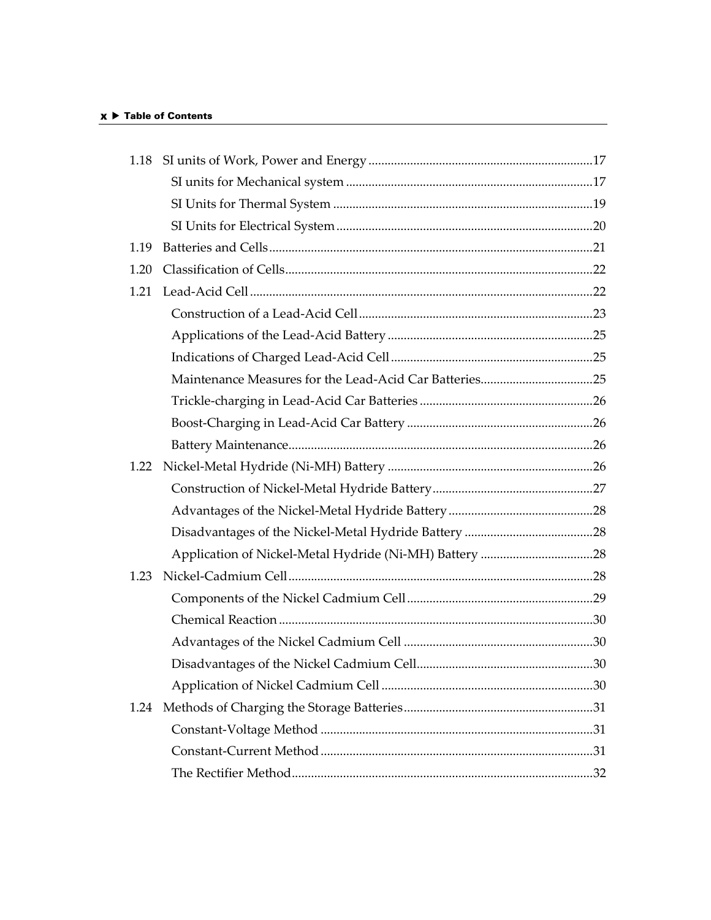| | | |
|---|---|---|
| 1.18 | SI units of Work, Power and Energy | 17 |
| | SI units for Mechanical system | 17 |
| | SI Units for Thermal System | 19 |
| | SI Units for Electrical System | 20 |
| 1.19 | Batteries and Cells | 21 |
| 1.20 | Classification of Cells | 22 |
| 1.21 | Lead-Acid Cell | 22 |
| | Construction of a Lead-Acid Cell | 23 |
| | Applications of the Lead-Acid Battery | 25 |
| | Indications of Charged Lead-Acid Cell | 25 |
| | Maintenance Measures for the Lead-Acid Car Batteries | 25 |
| | Trickle-charging in Lead-Acid Car Batteries | 26 |
| | Boost-Charging in Lead-Acid Car Battery | 26 |
| | Battery Maintenance | 26 |
| 1.22 | Nickel-Metal Hydride (Ni-MH) Battery | 26 |
| | Construction of Nickel-Metal Hydride Battery | 27 |
| | Advantages of the Nickel-Metal Hydride Battery | 28 |
| | Disadvantages of the Nickel-Metal Hydride Battery | 28 |
| | Application of Nickel-Metal Hydride (Ni-MH) Battery | 28 |
| 1.23 | Nickel-Cadmium Cell | 28 |
| | Components of the Nickel Cadmium Cell | 29 |
| | Chemical Reaction | 30 |
| | Advantages of the Nickel Cadmium Cell | 30 |
| | Disadvantages of the Nickel Cadmium Cell | 30 |
| | Application of Nickel Cadmium Cell | 30 |
| 1.24 | Methods of Charging the Storage Batteries | 31 |
| | Constant-Voltage Method | 31 |
| | Constant-Current Method | 31 |
| | The Rectifier Method | 32 |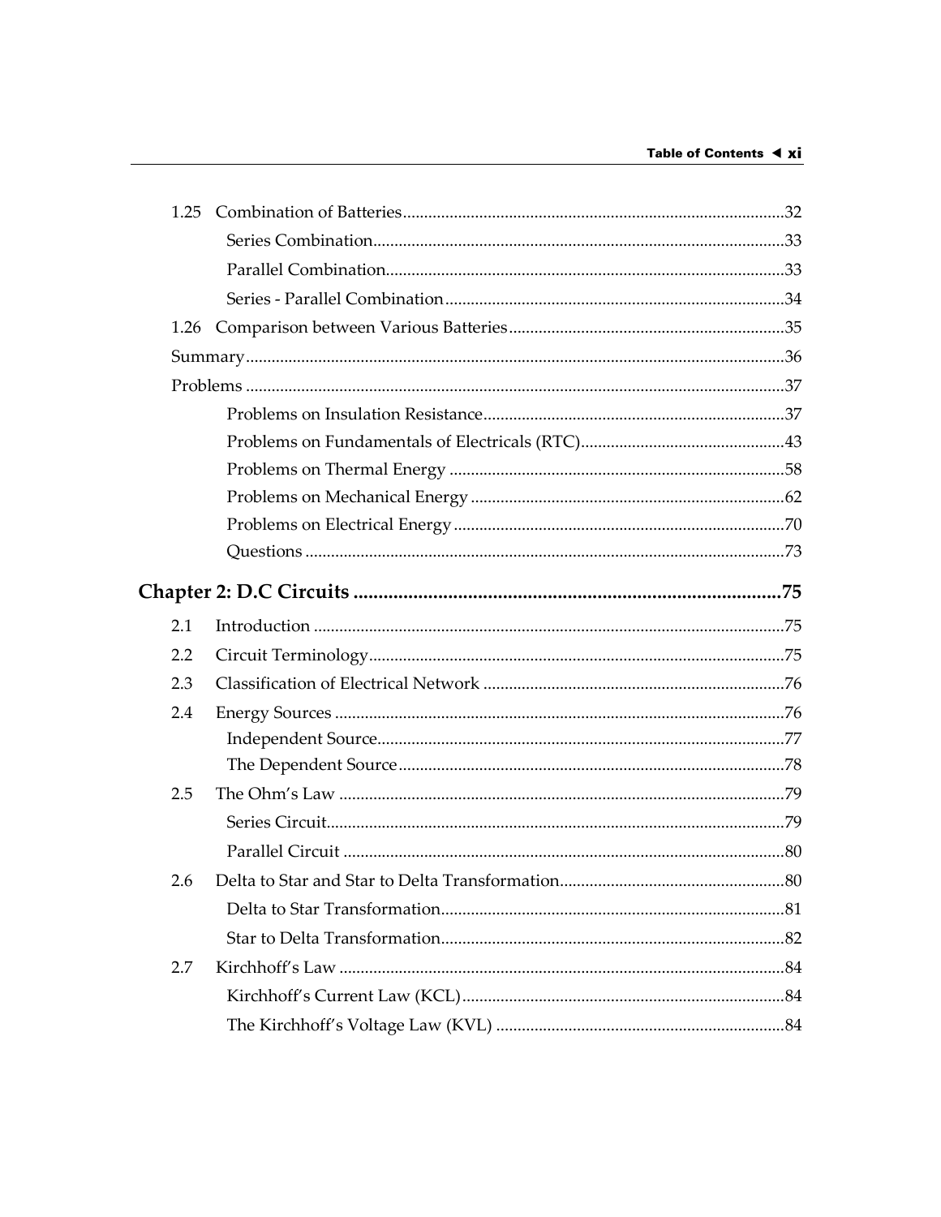| | | |
|---|---|---|
| 1.25 | Combination of Batteries | 32 |
| | Series Combination | 33 |
| | Parallel Combination | 33 |
| | Series - Parallel Combination | 34 |
| 1.26 | Comparison between Various Batteries | 35 |
| Summary | | 36 |
| Problems | | 37 |
| | Problems on Insulation Resistance | 37 |
| | Problems on Fundamentals of Electricals (RTC) | 43 |
| | Problems on Thermal Energy | 58 |
| | Problems on Mechanical Energy | 62 |
| | Problems on Electrical Energy | 70 |
| | Questions | 73 |

## Chapter 2: D.C Circuits ........ 75

| | | |
|---|---|---|
| 2.1 | Introduction | 75 |
| 2.2 | Circuit Terminology | 75 |
| 2.3 | Classification of Electrical Network | 76 |
| 2.4 | Energy Sources | 76 |
| | Independent Source | 77 |
| | The Dependent Source | 78 |
| 2.5 | The Ohm's Law | 79 |
| | Series Circuit | 79 |
| | Parallel Circuit | 80 |
| 2.6 | Delta to Star and Star to Delta Transformation | 80 |
| | Delta to Star Transformation | 81 |
| | Star to Delta Transformation | 82 |
| 2.7 | Kirchhoff's Law | 84 |
| | Kirchhoff's Current Law (KCL) | 84 |
| | The Kirchhoff's Voltage Law (KVL) | 84 |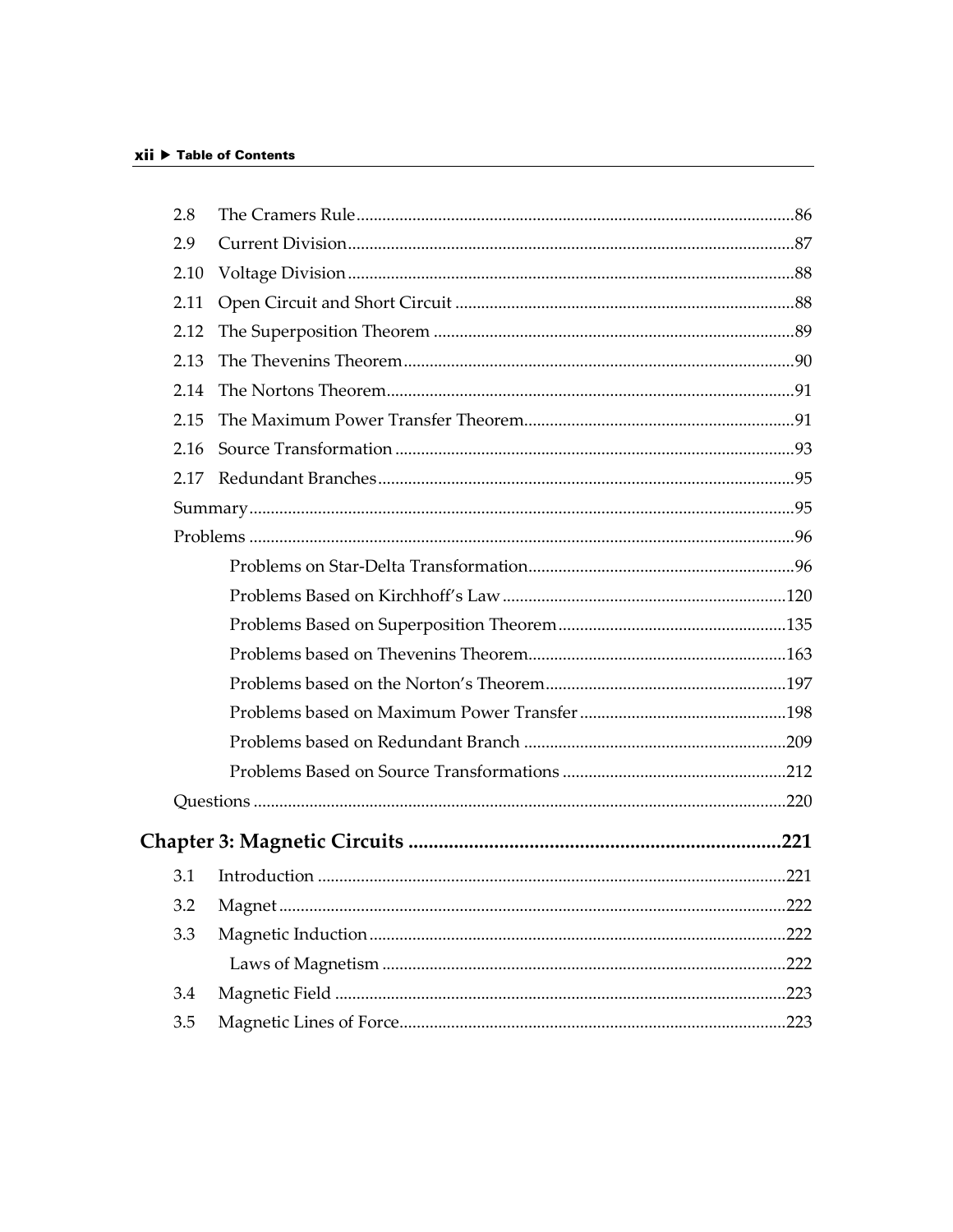2.8 The Cramers Rule ..... 86
2.9 Current Division ..... 87
2.10 Voltage Division ..... 88
2.11 Open Circuit and Short Circuit ..... 88
2.12 The Superposition Theorem ..... 89
2.13 The Thevenins Theorem ..... 90
2.14 The Nortons Theorem ..... 91
2.15 The Maximum Power Transfer Theorem ..... 91
2.16 Source Transformation ..... 93
2.17 Redundant Branches ..... 95

Summary ..... 95

Problems ..... 96

- Problems on Star-Delta Transformation ..... 96
- Problems Based on Kirchhoff's Law ..... 120
- Problems Based on Superposition Theorem ..... 135
- Problems based on Thevenins Theorem ..... 163
- Problems based on the Norton's Theorem ..... 197
- Problems based on Maximum Power Transfer ..... 198
- Problems based on Redundant Branch ..... 209
- Problems Based on Source Transformations ..... 212

Questions ..... 220

**Chapter 3: Magnetic Circuits ..... 221**

3.1 Introduction ..... 221
3.2 Magnet ..... 222
3.3 Magnetic Induction ..... 222
- Laws of Magnetism ..... 222

3.4 Magnetic Field ..... 223
3.5 Magnetic Lines of Force ..... 223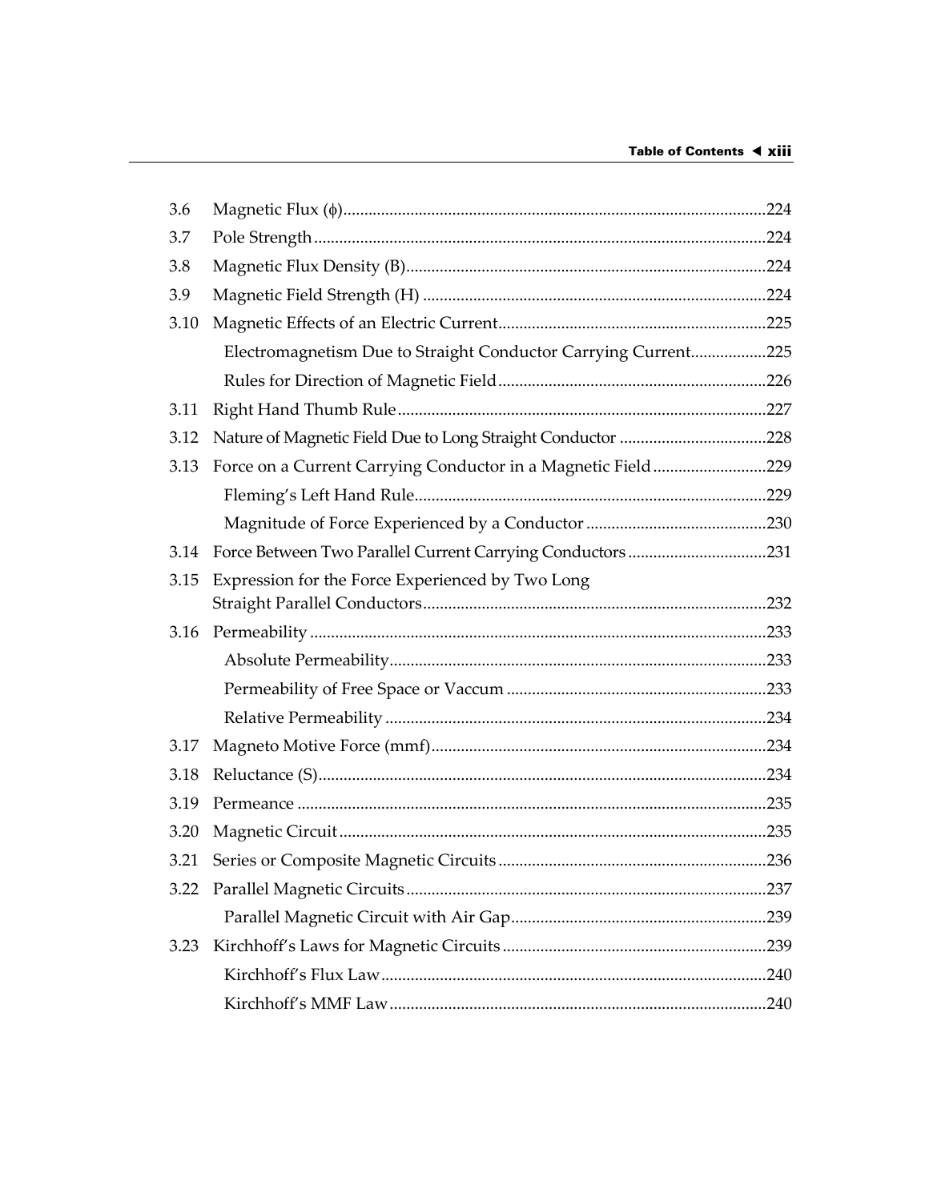| | | |
|---|---|---|
| 3.6 | Magnetic Flux ($\phi$) | 224 |
| 3.7 | Pole Strength | 224 |
| 3.8 | Magnetic Flux Density (B) | 224 |
| 3.9 | Magnetic Field Strength (H) | 224 |
| 3.10 | Magnetic Effects of an Electric Current | 225 |
| | Electromagnetism Due to Straight Conductor Carrying Current | 225 |
| | Rules for Direction of Magnetic Field | 226 |
| 3.11 | Right Hand Thumb Rule | 227 |
| 3.12 | Nature of Magnetic Field Due to Long Straight Conductor | 228 |
| 3.13 | Force on a Current Carrying Conductor in a Magnetic Field | 229 |
| | Fleming's Left Hand Rule | 229 |
| | Magnitude of Force Experienced by a Conductor | 230 |
| 3.14 | Force Between Two Parallel Current Carrying Conductors | 231 |
| 3.15 | Expression for the Force Experienced by Two Long Straight Parallel Conductors | 232 |
| 3.16 | Permeability | 233 |
| | Absolute Permeability | 233 |
| | Permeability of Free Space or Vaccum | 233 |
| | Relative Permeability | 234 |
| 3.17 | Magneto Motive Force (mmf) | 234 |
| 3.18 | Reluctance (S) | 234 |
| 3.19 | Permeance | 235 |
| 3.20 | Magnetic Circuit | 235 |
| 3.21 | Series or Composite Magnetic Circuits | 236 |
| 3.22 | Parallel Magnetic Circuits | 237 |
| | Parallel Magnetic Circuit with Air Gap | 239 |
| 3.23 | Kirchhoff's Laws for Magnetic Circuits | 239 |
| | Kirchhoff's Flux Law | 240 |
| | Kirchhoff's MMF Law | 240 |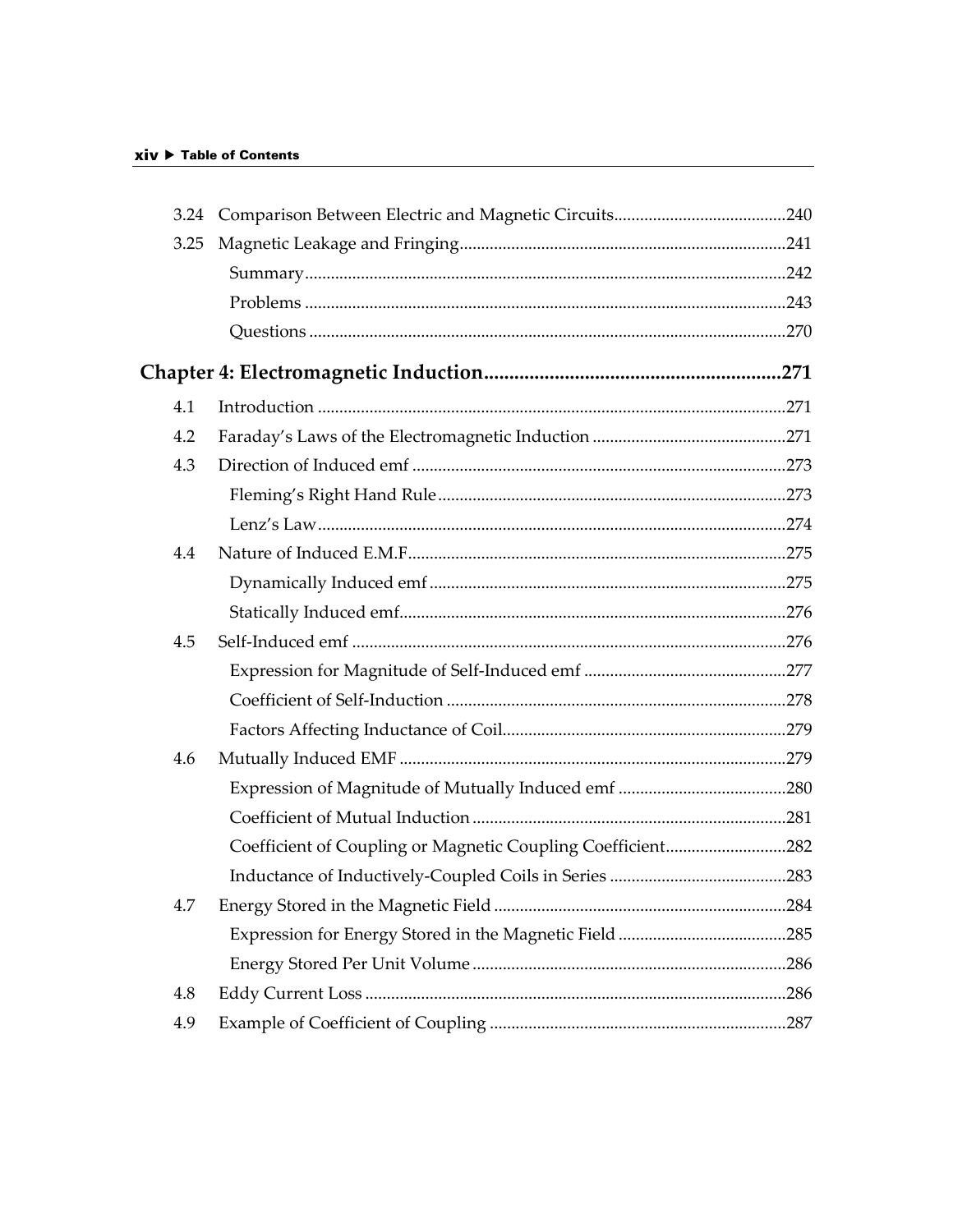| | | |
|---|---|---|
| 3.24 | Comparison Between Electric and Magnetic Circuits | 240 |
| 3.25 | Magnetic Leakage and Fringing | 241 |
| | Summary | 242 |
| | Problems | 243 |
| | Questions | 270 |

## Chapter 4: Electromagnetic Induction ........ 271

| | | |
|---|---|---|
| 4.1 | Introduction | 271 |
| 4.2 | Faraday's Laws of the Electromagnetic Induction | 271 |
| 4.3 | Direction of Induced emf | 273 |
| | Fleming's Right Hand Rule | 273 |
| | Lenz's Law | 274 |
| 4.4 | Nature of Induced E.M.F | 275 |
| | Dynamically Induced emf | 275 |
| | Statically Induced emf | 276 |
| 4.5 | Self-Induced emf | 276 |
| | Expression for Magnitude of Self-Induced emf | 277 |
| | Coefficient of Self-Induction | 278 |
| | Factors Affecting Inductance of Coil | 279 |
| 4.6 | Mutually Induced EMF | 279 |
| | Expression of Magnitude of Mutually Induced emf | 280 |
| | Coefficient of Mutual Induction | 281 |
| | Coefficient of Coupling or Magnetic Coupling Coefficient | 282 |
| | Inductance of Inductively-Coupled Coils in Series | 283 |
| 4.7 | Energy Stored in the Magnetic Field | 284 |
| | Expression for Energy Stored in the Magnetic Field | 285 |
| | Energy Stored Per Unit Volume | 286 |
| 4.8 | Eddy Current Loss | 286 |
| 4.9 | Example of Coefficient of Coupling | 287 |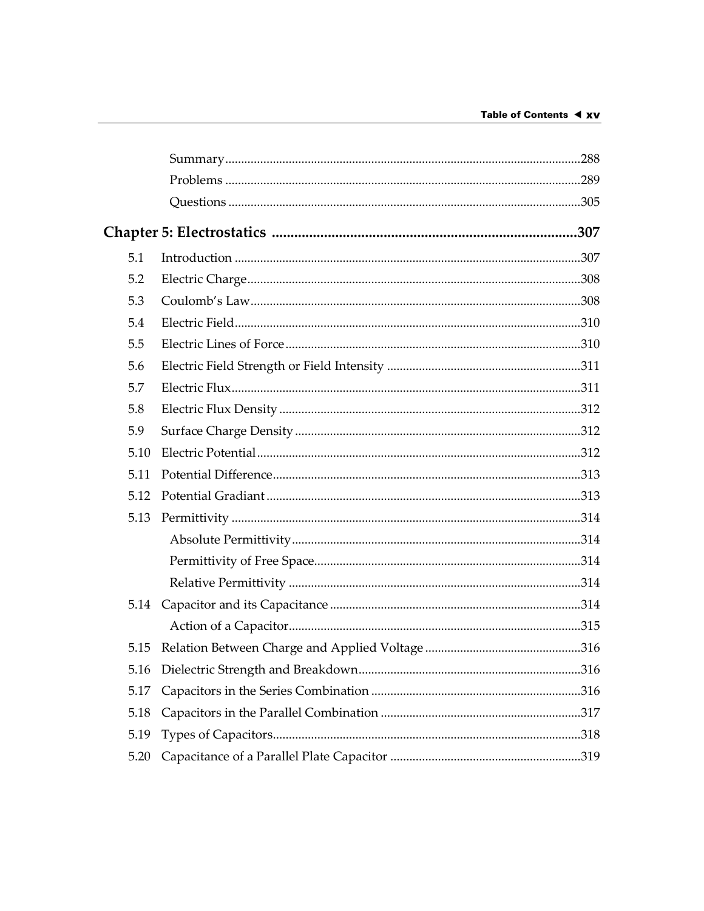Summary ... 288
Problems ... 289
Questions ... 305

## Chapter 5: Electrostatics ... 307

5.1 Introduction ... 307
5.2 Electric Charge ... 308
5.3 Coulomb's Law ... 308
5.4 Electric Field ... 310
5.5 Electric Lines of Force ... 310
5.6 Electric Field Strength or Field Intensity ... 311
5.7 Electric Flux ... 311
5.8 Electric Flux Density ... 312
5.9 Surface Charge Density ... 312
5.10 Electric Potential ... 312
5.11 Potential Difference ... 313
5.12 Potential Gradiant ... 313
5.13 Permittivity ... 314
 Absolute Permittivity ... 314
 Permittivity of Free Space ... 314
 Relative Permittivity ... 314
5.14 Capacitor and its Capacitance ... 314
 Action of a Capacitor ... 315
5.15 Relation Between Charge and Applied Voltage ... 316
5.16 Dielectric Strength and Breakdown ... 316
5.17 Capacitors in the Series Combination ... 316
5.18 Capacitors in the Parallel Combination ... 317
5.19 Types of Capacitors ... 318
5.20 Capacitance of a Parallel Plate Capacitor ... 319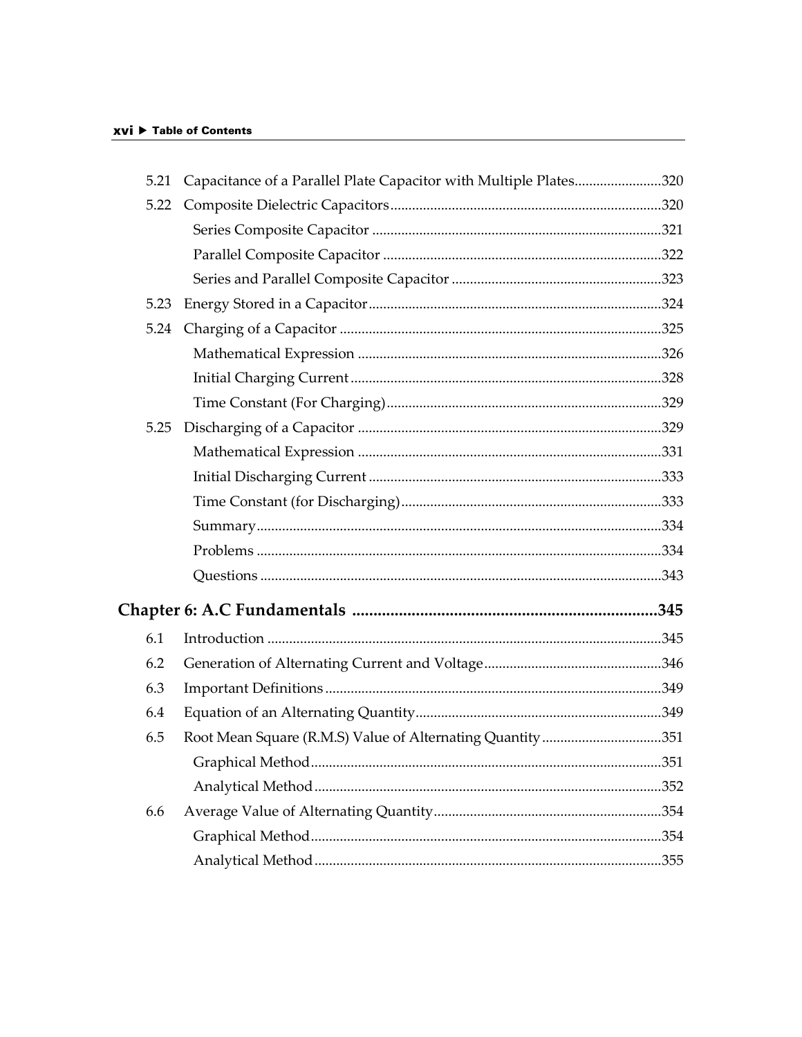| | | |
|---|---|---|
| 5.21 | Capacitance of a Parallel Plate Capacitor with Multiple Plates | 320 |
| 5.22 | Composite Dielectric Capacitors | 320 |
| | Series Composite Capacitor | 321 |
| | Parallel Composite Capacitor | 322 |
| | Series and Parallel Composite Capacitor | 323 |
| 5.23 | Energy Stored in a Capacitor | 324 |
| 5.24 | Charging of a Capacitor | 325 |
| | Mathematical Expression | 326 |
| | Initial Charging Current | 328 |
| | Time Constant (For Charging) | 329 |
| 5.25 | Discharging of a Capacitor | 329 |
| | Mathematical Expression | 331 |
| | Initial Discharging Current | 333 |
| | Time Constant (for Discharging) | 333 |
| | Summary | 334 |
| | Problems | 334 |
| | Questions | 343 |

## Chapter 6: A.C Fundamentals ........ 345

| | | |
|---|---|---|
| 6.1 | Introduction | 345 |
| 6.2 | Generation of Alternating Current and Voltage | 346 |
| 6.3 | Important Definitions | 349 |
| 6.4 | Equation of an Alternating Quantity | 349 |
| 6.5 | Root Mean Square (R.M.S) Value of Alternating Quantity | 351 |
| | Graphical Method | 351 |
| | Analytical Method | 352 |
| 6.6 | Average Value of Alternating Quantity | 354 |
| | Graphical Method | 354 |
| | Analytical Method | 355 |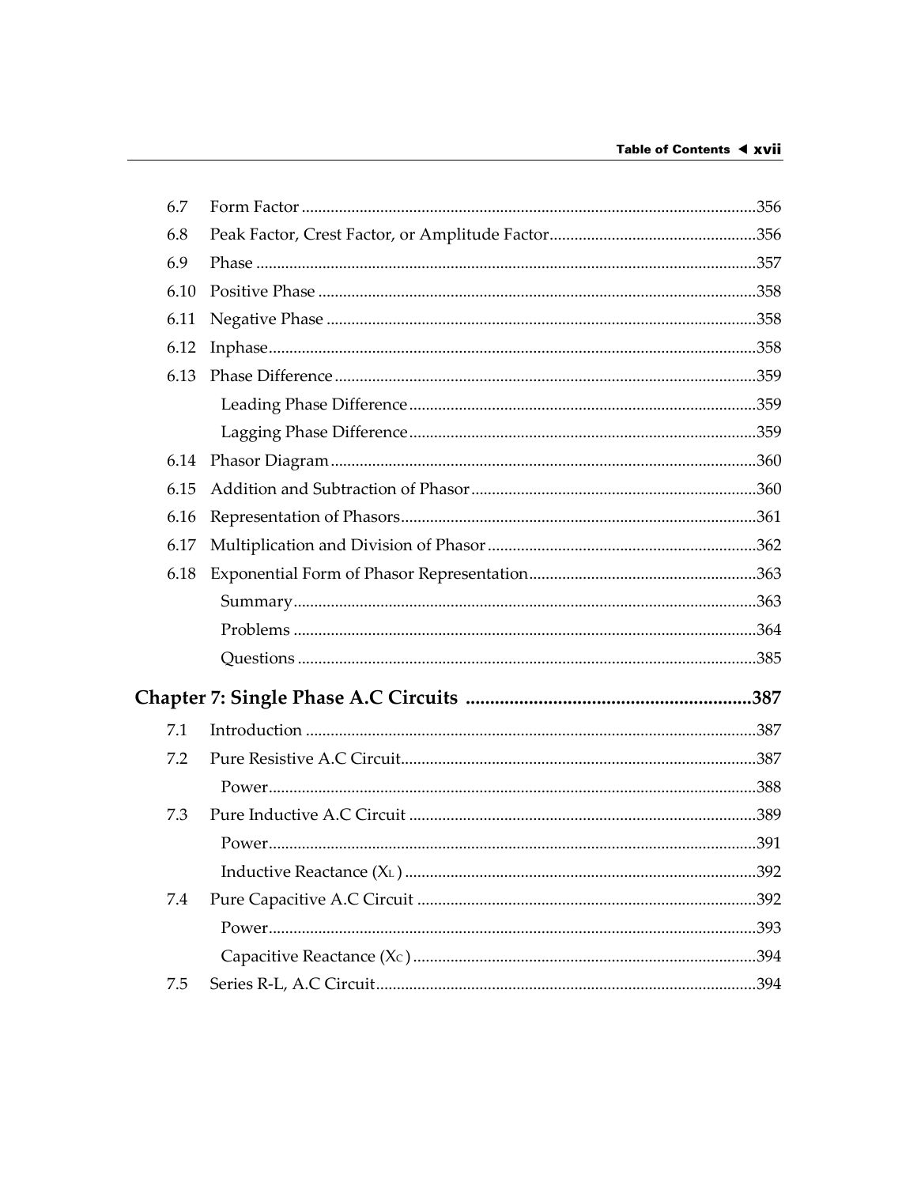| | | |
|---|---|---|
| 6.7 | Form Factor | 356 |
| 6.8 | Peak Factor, Crest Factor, or Amplitude Factor | 356 |
| 6.9 | Phase | 357 |
| 6.10 | Positive Phase | 358 |
| 6.11 | Negative Phase | 358 |
| 6.12 | Inphase | 358 |
| 6.13 | Phase Difference | 359 |
| | Leading Phase Difference | 359 |
| | Lagging Phase Difference | 359 |
| 6.14 | Phasor Diagram | 360 |
| 6.15 | Addition and Subtraction of Phasor | 360 |
| 6.16 | Representation of Phasors | 361 |
| 6.17 | Multiplication and Division of Phasor | 362 |
| 6.18 | Exponential Form of Phasor Representation | 363 |
| | Summary | 363 |
| | Problems | 364 |
| | Questions | 385 |

## Chapter 7: Single Phase A.C Circuits ........ 387

| | | |
|---|---|---|
| 7.1 | Introduction | 387 |
| 7.2 | Pure Resistive A.C Circuit | 387 |
| | Power | 388 |
| 7.3 | Pure Inductive A.C Circuit | 389 |
| | Power | 391 |
| | Inductive Reactance ($X_L$) | 392 |
| 7.4 | Pure Capacitive A.C Circuit | 392 |
| | Power | 393 |
| | Capacitive Reactance ($X_C$) | 394 |
| 7.5 | Series R-L, A.C Circuit | 394 |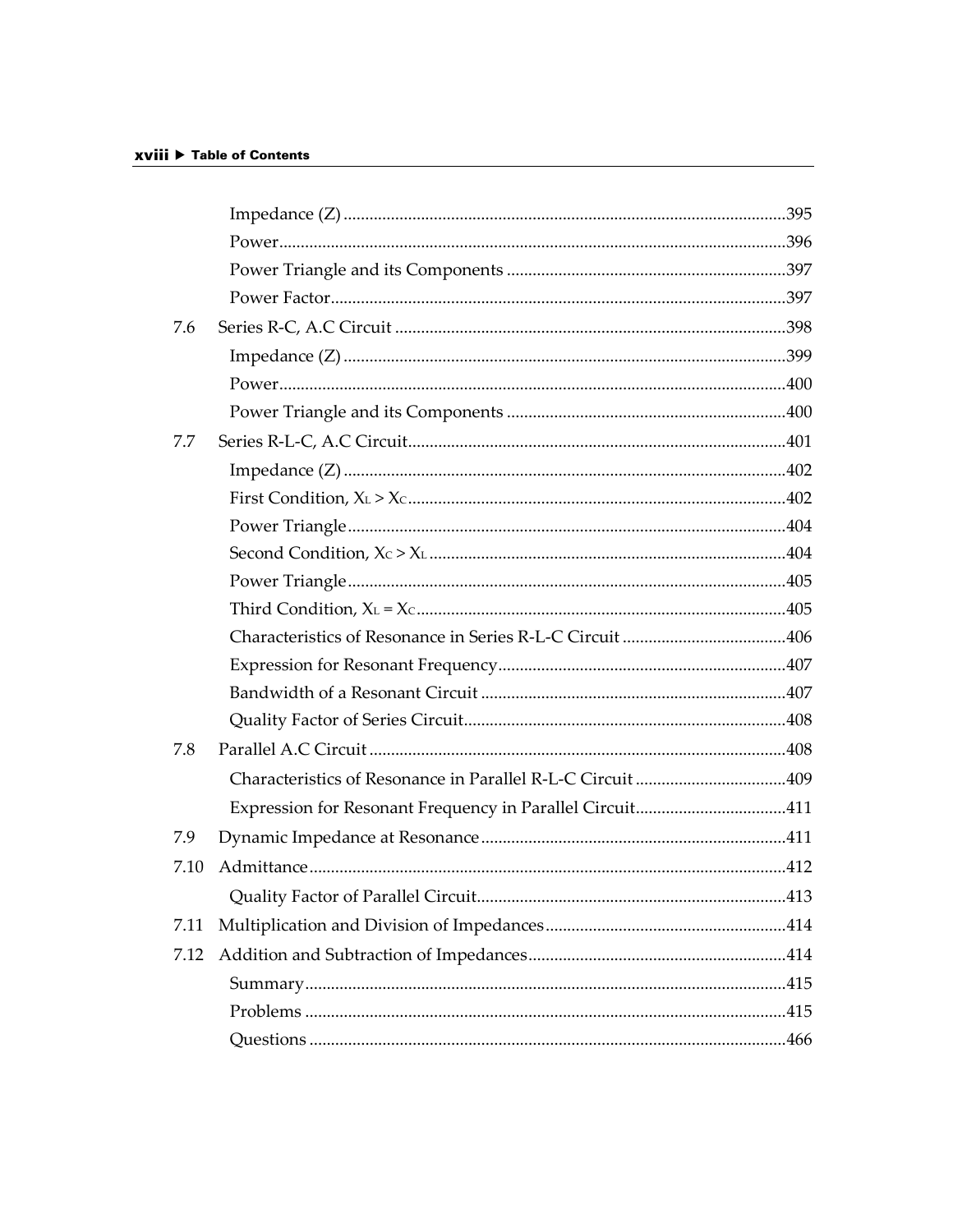| | | |
|---|---|---|
| | Impedance (Z) | 395 |
| | Power | 396 |
| | Power Triangle and its Components | 397 |
| | Power Factor | 397 |
| 7.6 | Series R-C, A.C Circuit | 398 |
| | Impedance (Z) | 399 |
| | Power | 400 |
| | Power Triangle and its Components | 400 |
| 7.7 | Series R-L-C, A.C Circuit | 401 |
| | Impedance (Z) | 402 |
| | First Condition, $X_L > X_C$ | 402 |
| | Power Triangle | 404 |
| | Second Condition, $X_C > X_L$ | 404 |
| | Power Triangle | 405 |
| | Third Condition, $X_L = X_C$ | 405 |
| | Characteristics of Resonance in Series R-L-C Circuit | 406 |
| | Expression for Resonant Frequency | 407 |
| | Bandwidth of a Resonant Circuit | 407 |
| | Quality Factor of Series Circuit | 408 |
| 7.8 | Parallel A.C Circuit | 408 |
| | Characteristics of Resonance in Parallel R-L-C Circuit | 409 |
| | Expression for Resonant Frequency in Parallel Circuit | 411 |
| 7.9 | Dynamic Impedance at Resonance | 411 |
| 7.10 | Admittance | 412 |
| | Quality Factor of Parallel Circuit | 413 |
| 7.11 | Multiplication and Division of Impedances | 414 |
| 7.12 | Addition and Subtraction of Impedances | 414 |
| | Summary | 415 |
| | Problems | 415 |
| | Questions | 466 |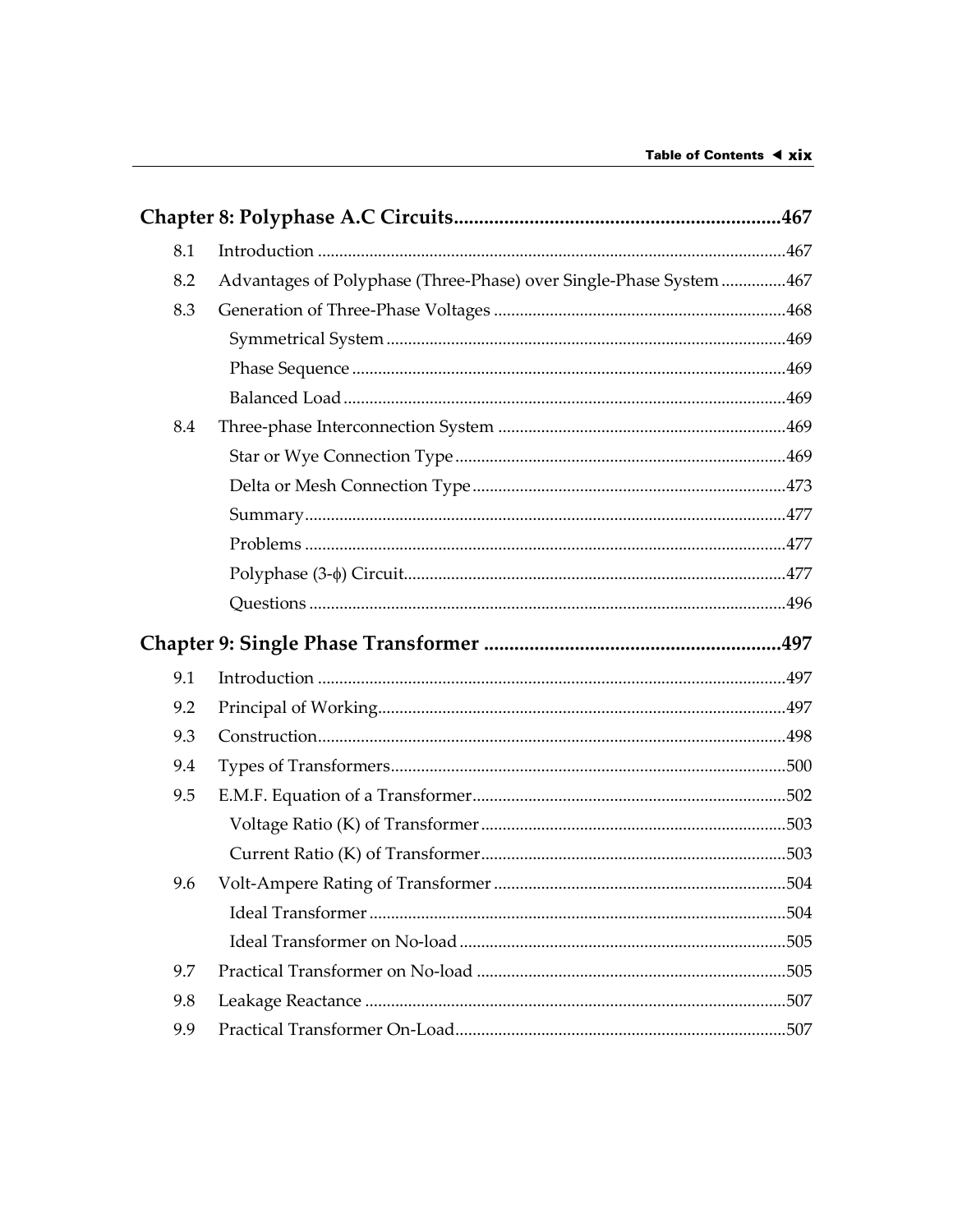## Chapter 8: Polyphase A.C Circuits ....................................................................467

| | | |
|---|---|---|
| 8.1 | Introduction | 467 |
| 8.2 | Advantages of Polyphase (Three-Phase) over Single-Phase System | 467 |
| 8.3 | Generation of Three-Phase Voltages | 468 |
| | Symmetrical System | 469 |
| | Phase Sequence | 469 |
| | Balanced Load | 469 |
| 8.4 | Three-phase Interconnection System | 469 |
| | Star or Wye Connection Type | 469 |
| | Delta or Mesh Connection Type | 473 |
| | Summary | 477 |
| | Problems | 477 |
| | Polyphase (3-$\phi$) Circuit | 477 |
| | Questions | 496 |

## Chapter 9: Single Phase Transformer ....................................................................497

| | | |
|---|---|---|
| 9.1 | Introduction | 497 |
| 9.2 | Principal of Working | 497 |
| 9.3 | Construction | 498 |
| 9.4 | Types of Transformers | 500 |
| 9.5 | E.M.F. Equation of a Transformer | 502 |
| | Voltage Ratio (K) of Transformer | 503 |
| | Current Ratio (K) of Transformer | 503 |
| 9.6 | Volt-Ampere Rating of Transformer | 504 |
| | Ideal Transformer | 504 |
| | Ideal Transformer on No-load | 505 |
| 9.7 | Practical Transformer on No-load | 505 |
| 9.8 | Leakage Reactance | 507 |
| 9.9 | Practical Transformer On-Load | 507 |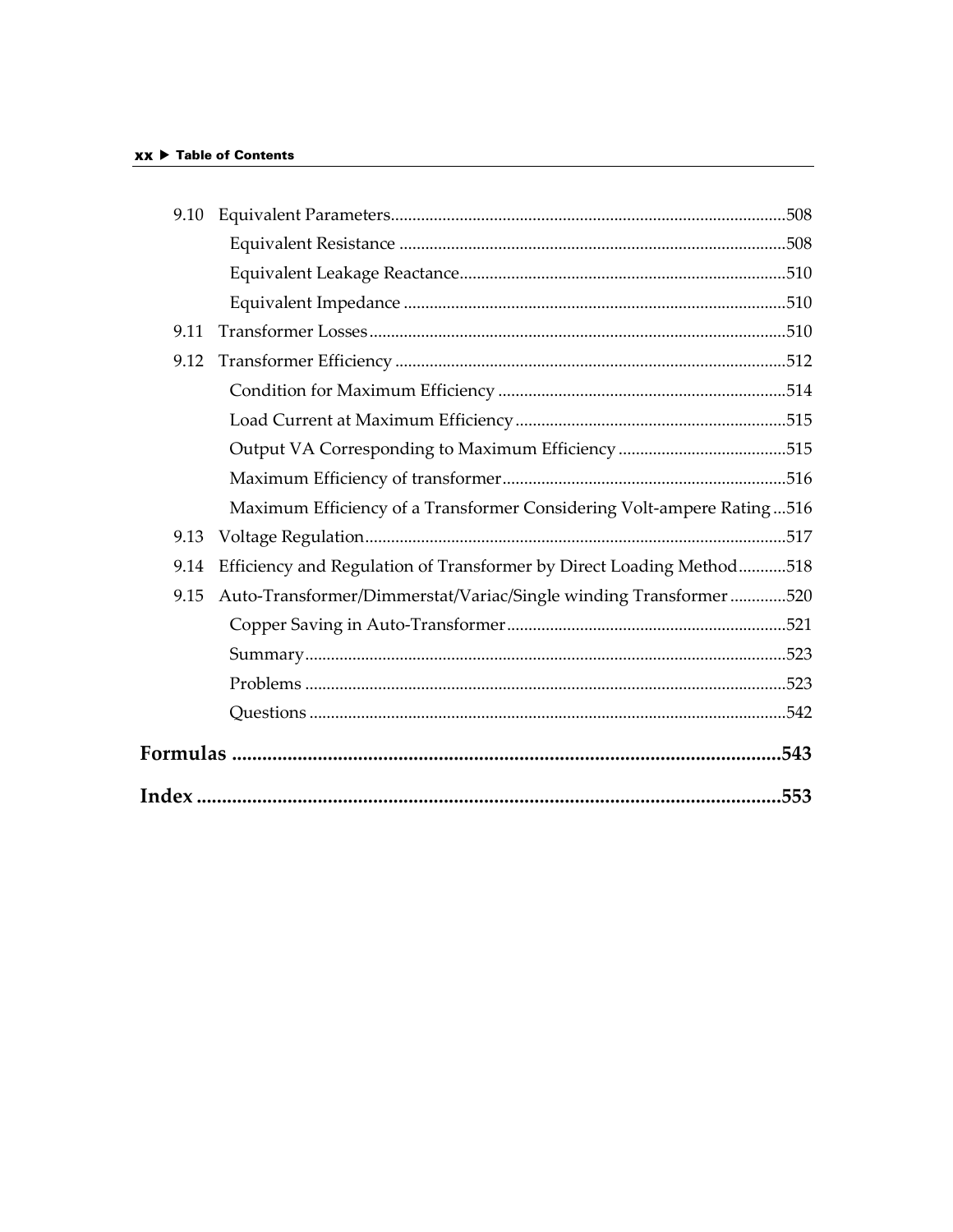| | | |
|---|---|---|
| 9.10 | Equivalent Parameters | 508 |
| | Equivalent Resistance | 508 |
| | Equivalent Leakage Reactance | 510 |
| | Equivalent Impedance | 510 |
| 9.11 | Transformer Losses | 510 |
| 9.12 | Transformer Efficiency | 512 |
| | Condition for Maximum Efficiency | 514 |
| | Load Current at Maximum Efficiency | 515 |
| | Output VA Corresponding to Maximum Efficiency | 515 |
| | Maximum Efficiency of transformer | 516 |
| | Maximum Efficiency of a Transformer Considering Volt-ampere Rating | 516 |
| 9.13 | Voltage Regulation | 517 |
| 9.14 | Efficiency and Regulation of Transformer by Direct Loading Method | 518 |
| 9.15 | Auto-Transformer/Dimmerstat/Variac/Single winding Transformer | 520 |
| | Copper Saving in Auto-Transformer | 521 |
| | Summary | 523 |
| | Problems | 523 |
| | Questions | 542 |

**Formulas ............ 543**

**Index ............ 553**